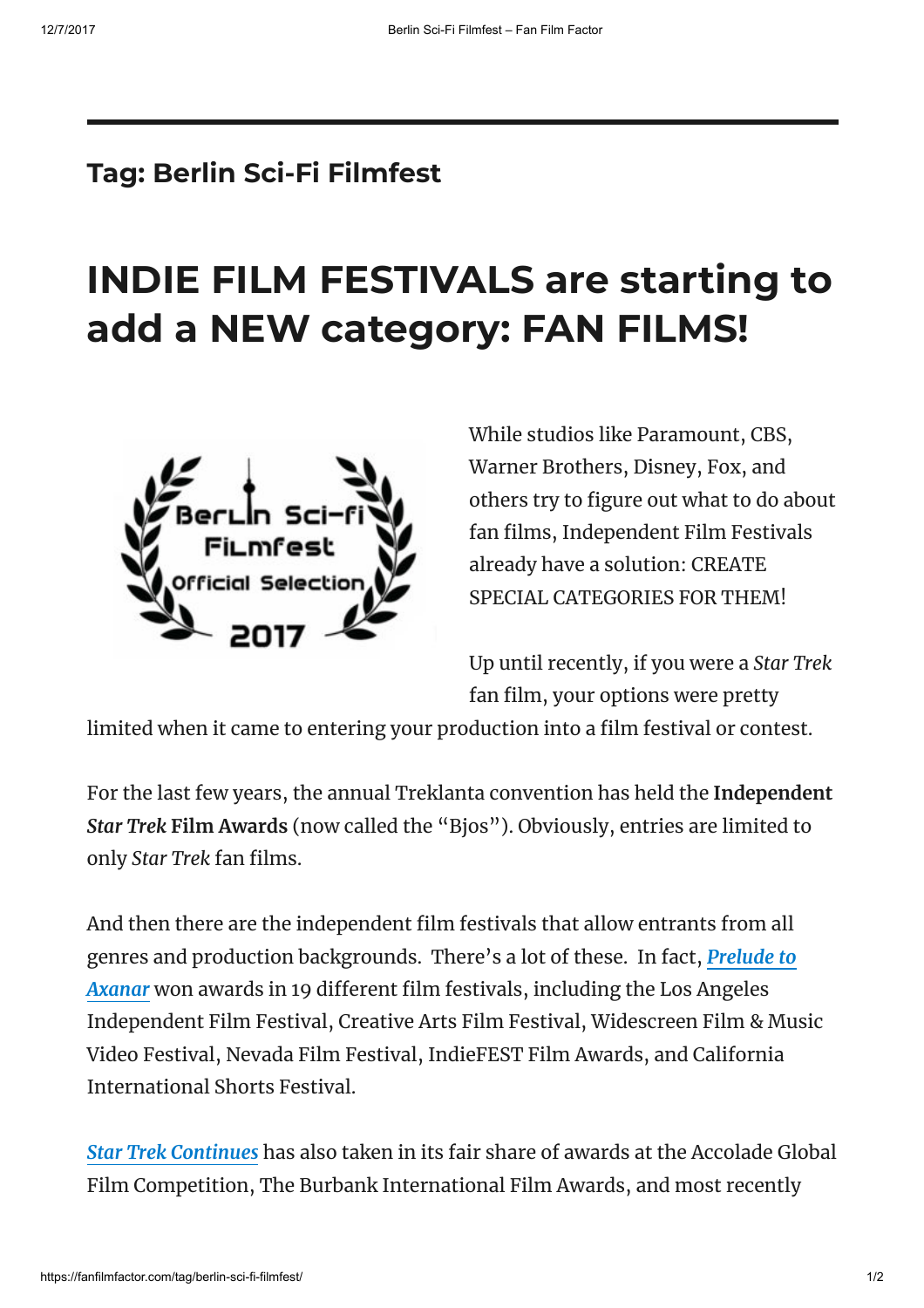# Tag: Berlin Sci-Fi Filmfest

## INDIE FILM FESTIVALS are starting to add a NEW category: FAN FILMS!

While studios like Paramount, CBS, Warner Brothers, Disney, Fox, and others try to figure out what to do about fan films, Independent Film Festivals already have a solution: CREATE SPECIAL CATEGORIES FOR THEM!

Up until recently, if you were a *Star Trek* fan film, your options were pretty limited when it came to entering your production into a film festival or contest.

For the last few years, the annual Treklanta convention has held the **Independent *Star Trek* Film Awards** (now called the "Bjos"). Obviously, entries are limited to only *Star Trek* fan films.

And then there are the independent film festivals that allow entrants from all genres and production backgrounds. There's a lot of these. In fact, ***Prelude to Axanar*** won awards in 19 different film festivals, including the Los Angeles Independent Film Festival, Creative Arts Film Festival, Widescreen Film & Music Video Festival, Nevada Film Festival, IndieFEST Film Awards, and California International Shorts Festival.

***Star Trek Continues*** has also taken in its fair share of awards at the Accolade Global Film Competition, The Burbank International Film Awards, and most recently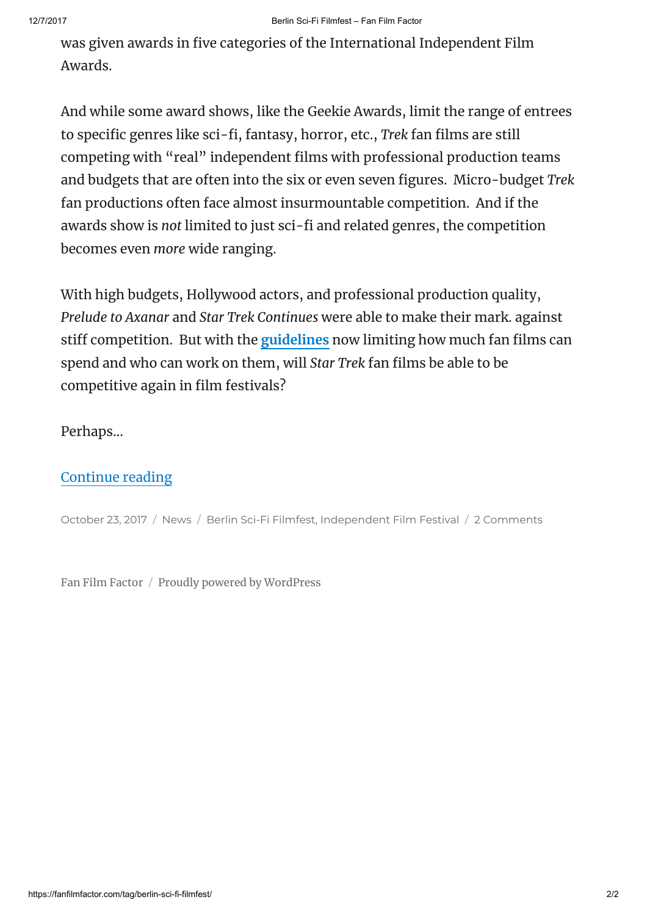was given awards in five categories of the International Independent Film Awards.

And while some award shows, like the Geekie Awards, limit the range of entrees to specific genres like sci-fi, fantasy, horror, etc., *Trek* fan films are still competing with "real" independent films with professional production teams and budgets that are often into the six or even seven figures. Micro-budget *Trek* fan productions often face almost insurmountable competition. And if the awards show is *not* limited to just sci-fi and related genres, the competition becomes even *more* wide ranging.

With high budgets, Hollywood actors, and professional production quality, *Prelude to Axanar* and *Star Trek Continues* were able to make their mark. against stiff competition. But with the **guidelines** now limiting how much fan films can spend and who can work on them, will *Star Trek* fan films be able to be competitive again in film festivals?

Perhaps...

Continue reading

October 23, 2017 / News / Berlin Sci-Fi Filmfest, Independent Film Festival / 2 Comments

Fan Film Factor / Proudly powered by WordPress